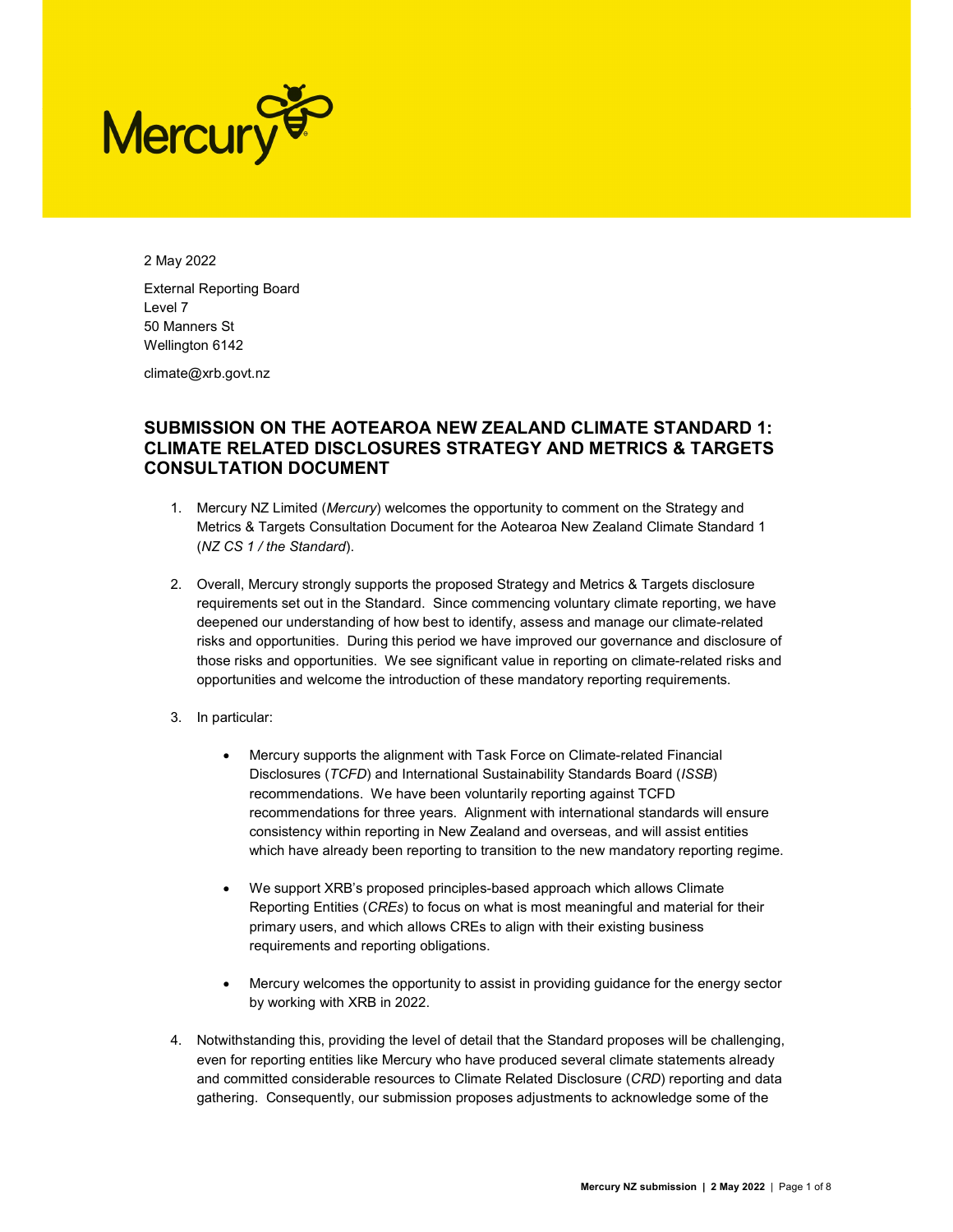2 May 2022

External Reporting Board
Level 7
50 Manners St
Wellington 6142

climate@xrb.govt.nz

## SUBMISSION ON THE AOTEAROA NEW ZEALAND CLIMATE STANDARD 1: CLIMATE RELATED DISCLOSURES STRATEGY AND METRICS & TARGETS CONSULTATION DOCUMENT

1. Mercury NZ Limited (*Mercury*) welcomes the opportunity to comment on the Strategy and Metrics & Targets Consultation Document for the Aotearoa New Zealand Climate Standard 1 (*NZ CS 1 / the Standard*).

2. Overall, Mercury strongly supports the proposed Strategy and Metrics & Targets disclosure requirements set out in the Standard. Since commencing voluntary climate reporting, we have deepened our understanding of how best to identify, assess and manage our climate-related risks and opportunities. During this period we have improved our governance and disclosure of those risks and opportunities. We see significant value in reporting on climate-related risks and opportunities and welcome the introduction of these mandatory reporting requirements.

3. In particular:

   - Mercury supports the alignment with Task Force on Climate-related Financial Disclosures (*TCFD*) and International Sustainability Standards Board (*ISSB*) recommendations. We have been voluntarily reporting against TCFD recommendations for three years. Alignment with international standards will ensure consistency within reporting in New Zealand and overseas, and will assist entities which have already been reporting to transition to the new mandatory reporting regime.

   - We support XRB's proposed principles-based approach which allows Climate Reporting Entities (*CREs*) to focus on what is most meaningful and material for their primary users, and which allows CREs to align with their existing business requirements and reporting obligations.

   - Mercury welcomes the opportunity to assist in providing guidance for the energy sector by working with XRB in 2022.

4. Notwithstanding this, providing the level of detail that the Standard proposes will be challenging, even for reporting entities like Mercury who have produced several climate statements already and committed considerable resources to Climate Related Disclosure (*CRD*) reporting and data gathering. Consequently, our submission proposes adjustments to acknowledge some of the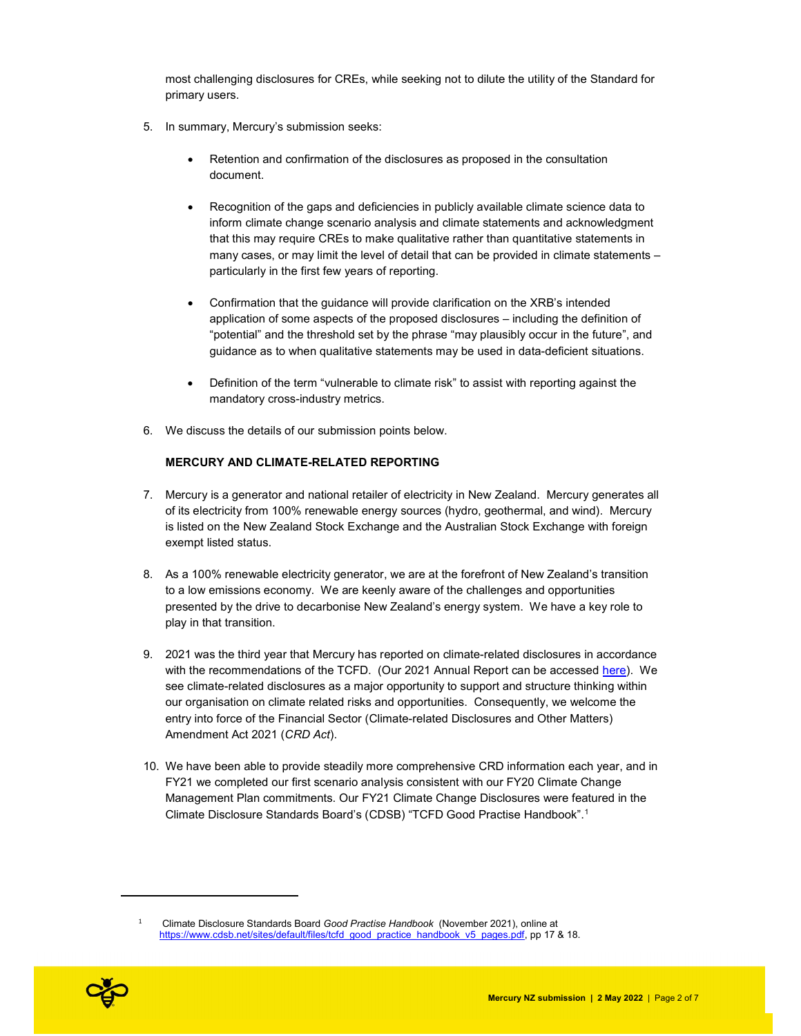most challenging disclosures for CREs, while seeking not to dilute the utility of the Standard for primary users.

5. In summary, Mercury's submission seeks:

   - Retention and confirmation of the disclosures as proposed in the consultation document.

   - Recognition of the gaps and deficiencies in publicly available climate science data to inform climate change scenario analysis and climate statements and acknowledgment that this may require CREs to make qualitative rather than quantitative statements in many cases, or may limit the level of detail that can be provided in climate statements – particularly in the first few years of reporting.

   - Confirmation that the guidance will provide clarification on the XRB's intended application of some aspects of the proposed disclosures – including the definition of "potential" and the threshold set by the phrase "may plausibly occur in the future", and guidance as to when qualitative statements may be used in data-deficient situations.

   - Definition of the term "vulnerable to climate risk" to assist with reporting against the mandatory cross-industry metrics.

6. We discuss the details of our submission points below.

**MERCURY AND CLIMATE-RELATED REPORTING**

7. Mercury is a generator and national retailer of electricity in New Zealand. Mercury generates all of its electricity from 100% renewable energy sources (hydro, geothermal, and wind). Mercury is listed on the New Zealand Stock Exchange and the Australian Stock Exchange with foreign exempt listed status.

8. As a 100% renewable electricity generator, we are at the forefront of New Zealand's transition to a low emissions economy. We are keenly aware of the challenges and opportunities presented by the drive to decarbonise New Zealand's energy system. We have a key role to play in that transition.

9. 2021 was the third year that Mercury has reported on climate-related disclosures in accordance with the recommendations of the TCFD. (Our 2021 Annual Report can be accessed here). We see climate-related disclosures as a major opportunity to support and structure thinking within our organisation on climate related risks and opportunities. Consequently, we welcome the entry into force of the Financial Sector (Climate-related Disclosures and Other Matters) Amendment Act 2021 (*CRD Act*).

10. We have been able to provide steadily more comprehensive CRD information each year, and in FY21 we completed our first scenario analysis consistent with our FY20 Climate Change Management Plan commitments. Our FY21 Climate Change Disclosures were featured in the Climate Disclosure Standards Board's (CDSB) "TCFD Good Practise Handbook".[1]

---

[1] Climate Disclosure Standards Board *Good Practise Handbook* (November 2021), online at https://www.cdsb.net/sites/default/files/tcfd_good_practice_handbook_v5_pages.pdf, pp 17 & 18.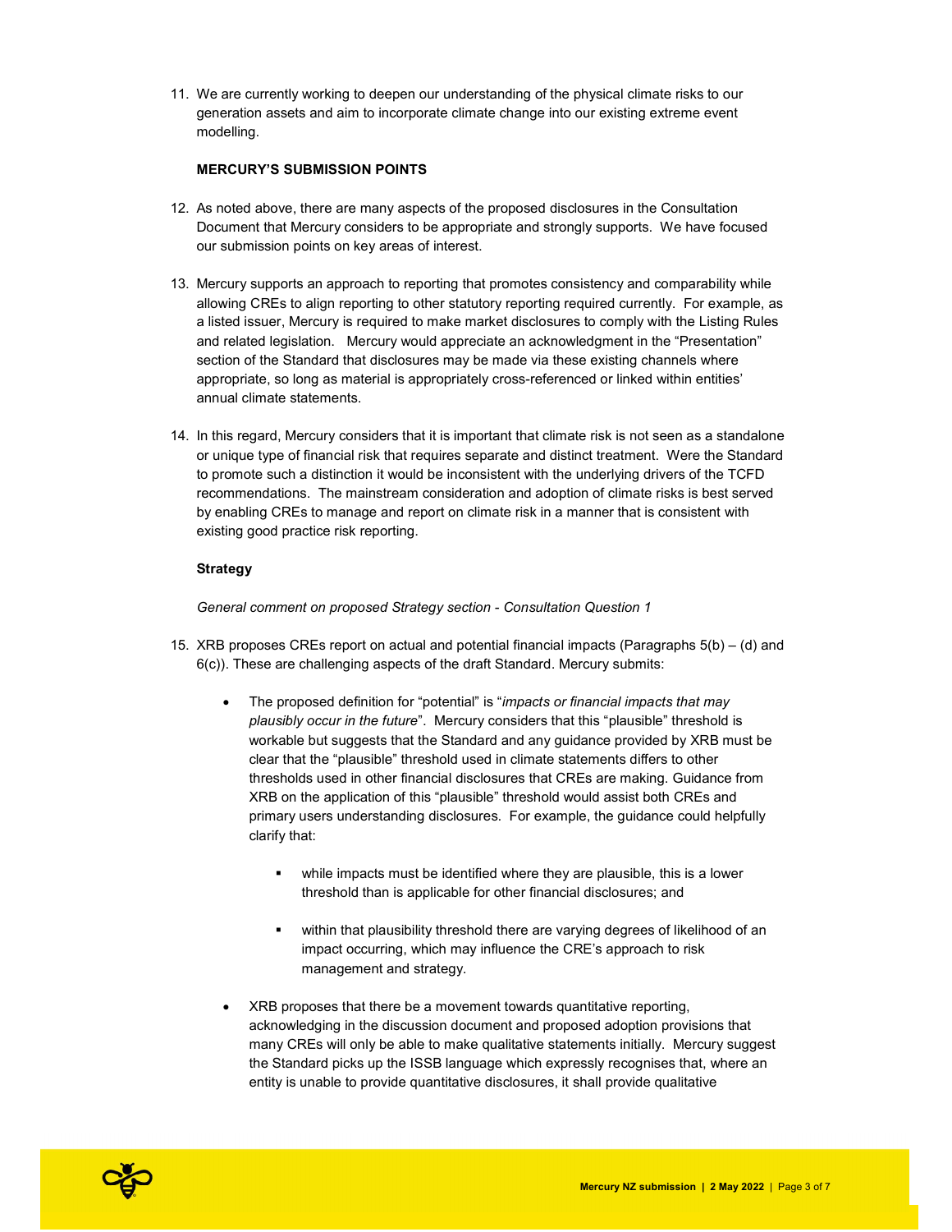11. We are currently working to deepen our understanding of the physical climate risks to our generation assets and aim to incorporate climate change into our existing extreme event modelling.

**MERCURY'S SUBMISSION POINTS**

12. As noted above, there are many aspects of the proposed disclosures in the Consultation Document that Mercury considers to be appropriate and strongly supports. We have focused our submission points on key areas of interest.

13. Mercury supports an approach to reporting that promotes consistency and comparability while allowing CREs to align reporting to other statutory reporting required currently. For example, as a listed issuer, Mercury is required to make market disclosures to comply with the Listing Rules and related legislation. Mercury would appreciate an acknowledgment in the "Presentation" section of the Standard that disclosures may be made via these existing channels where appropriate, so long as material is appropriately cross-referenced or linked within entities' annual climate statements.

14. In this regard, Mercury considers that it is important that climate risk is not seen as a standalone or unique type of financial risk that requires separate and distinct treatment. Were the Standard to promote such a distinction it would be inconsistent with the underlying drivers of the TCFD recommendations. The mainstream consideration and adoption of climate risks is best served by enabling CREs to manage and report on climate risk in a manner that is consistent with existing good practice risk reporting.

**Strategy**

*General comment on proposed Strategy section - Consultation Question 1*

15. XRB proposes CREs report on actual and potential financial impacts (Paragraphs 5(b) – (d) and 6(c)). These are challenging aspects of the draft Standard. Mercury submits:

   - The proposed definition for "potential" is "*impacts or financial impacts that may plausibly occur in the future*". Mercury considers that this "plausible" threshold is workable but suggests that the Standard and any guidance provided by XRB must be clear that the "plausible" threshold used in climate statements differs to other thresholds used in other financial disclosures that CREs are making. Guidance from XRB on the application of this "plausible" threshold would assist both CREs and primary users understanding disclosures. For example, the guidance could helpfully clarify that:

     - while impacts must be identified where they are plausible, this is a lower threshold than is applicable for other financial disclosures; and

     - within that plausibility threshold there are varying degrees of likelihood of an impact occurring, which may influence the CRE's approach to risk management and strategy.

   - XRB proposes that there be a movement towards quantitative reporting, acknowledging in the discussion document and proposed adoption provisions that many CREs will only be able to make qualitative statements initially. Mercury suggest the Standard picks up the ISSB language which expressly recognises that, where an entity is unable to provide quantitative disclosures, it shall provide qualitative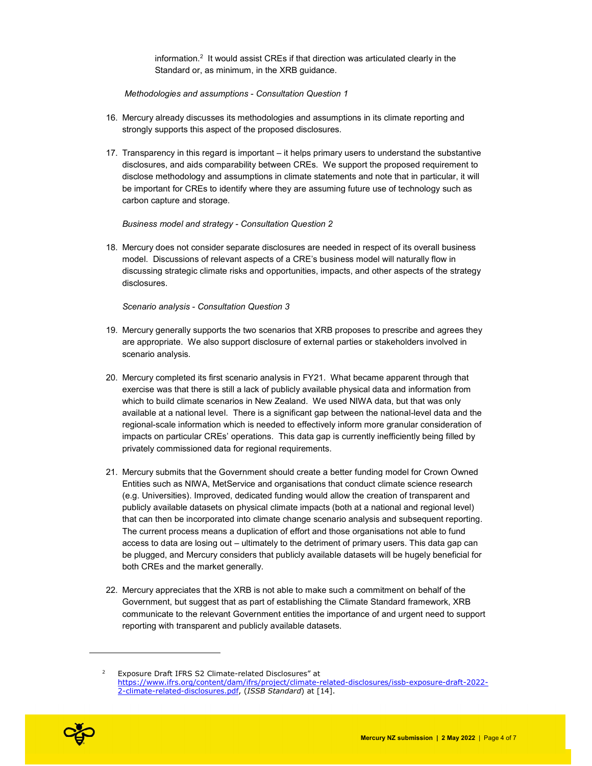information.[2] It would assist CREs if that direction was articulated clearly in the Standard or, as minimum, in the XRB guidance.

*Methodologies and assumptions - Consultation Question 1*

16. Mercury already discusses its methodologies and assumptions in its climate reporting and strongly supports this aspect of the proposed disclosures.

17. Transparency in this regard is important – it helps primary users to understand the substantive disclosures, and aids comparability between CREs. We support the proposed requirement to disclose methodology and assumptions in climate statements and note that in particular, it will be important for CREs to identify where they are assuming future use of technology such as carbon capture and storage.

*Business model and strategy - Consultation Question 2*

18. Mercury does not consider separate disclosures are needed in respect of its overall business model. Discussions of relevant aspects of a CRE's business model will naturally flow in discussing strategic climate risks and opportunities, impacts, and other aspects of the strategy disclosures.

*Scenario analysis - Consultation Question 3*

19. Mercury generally supports the two scenarios that XRB proposes to prescribe and agrees they are appropriate. We also support disclosure of external parties or stakeholders involved in scenario analysis.

20. Mercury completed its first scenario analysis in FY21. What became apparent through that exercise was that there is still a lack of publicly available physical data and information from which to build climate scenarios in New Zealand. We used NIWA data, but that was only available at a national level. There is a significant gap between the national-level data and the regional-scale information which is needed to effectively inform more granular consideration of impacts on particular CREs' operations. This data gap is currently inefficiently being filled by privately commissioned data for regional requirements.

21. Mercury submits that the Government should create a better funding model for Crown Owned Entities such as NIWA, MetService and organisations that conduct climate science research (e.g. Universities). Improved, dedicated funding would allow the creation of transparent and publicly available datasets on physical climate impacts (both at a national and regional level) that can then be incorporated into climate change scenario analysis and subsequent reporting. The current process means a duplication of effort and those organisations not able to fund access to data are losing out – ultimately to the detriment of primary users. This data gap can be plugged, and Mercury considers that publicly available datasets will be hugely beneficial for both CREs and the market generally.

22. Mercury appreciates that the XRB is not able to make such a commitment on behalf of the Government, but suggest that as part of establishing the Climate Standard framework, XRB communicate to the relevant Government entities the importance of and urgent need to support reporting with transparent and publicly available datasets.

---

[2] Exposure Draft IFRS S2 Climate-related Disclosures" at https://www.ifrs.org/content/dam/ifrs/project/climate-related-disclosures/issb-exposure-draft-2022-2-climate-related-disclosures.pdf, (*ISSB Standard*) at [14].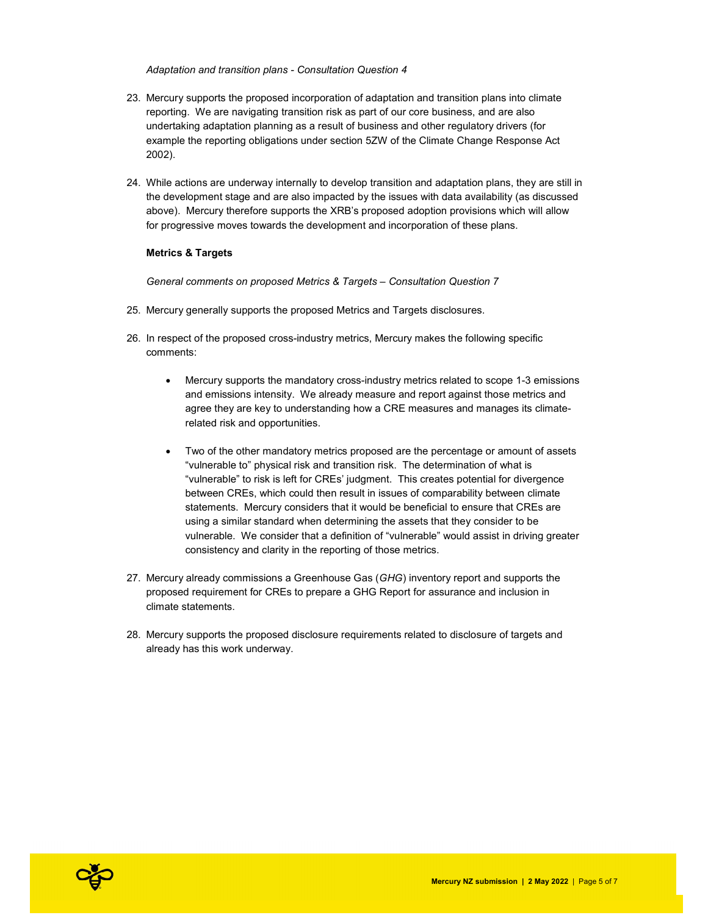*Adaptation and transition plans - Consultation Question 4*

23. Mercury supports the proposed incorporation of adaptation and transition plans into climate reporting. We are navigating transition risk as part of our core business, and are also undertaking adaptation planning as a result of business and other regulatory drivers (for example the reporting obligations under section 5ZW of the Climate Change Response Act 2002).

24. While actions are underway internally to develop transition and adaptation plans, they are still in the development stage and are also impacted by the issues with data availability (as discussed above). Mercury therefore supports the XRB's proposed adoption provisions which will allow for progressive moves towards the development and incorporation of these plans.

**Metrics & Targets**

*General comments on proposed Metrics & Targets – Consultation Question 7*

25. Mercury generally supports the proposed Metrics and Targets disclosures.

26. In respect of the proposed cross-industry metrics, Mercury makes the following specific comments:

    - Mercury supports the mandatory cross-industry metrics related to scope 1-3 emissions and emissions intensity. We already measure and report against those metrics and agree they are key to understanding how a CRE measures and manages its climate-related risk and opportunities.

    - Two of the other mandatory metrics proposed are the percentage or amount of assets "vulnerable to" physical risk and transition risk. The determination of what is "vulnerable" to risk is left for CREs' judgment. This creates potential for divergence between CREs, which could then result in issues of comparability between climate statements. Mercury considers that it would be beneficial to ensure that CREs are using a similar standard when determining the assets that they consider to be vulnerable. We consider that a definition of "vulnerable" would assist in driving greater consistency and clarity in the reporting of those metrics.

27. Mercury already commissions a Greenhouse Gas (*GHG*) inventory report and supports the proposed requirement for CREs to prepare a GHG Report for assurance and inclusion in climate statements.

28. Mercury supports the proposed disclosure requirements related to disclosure of targets and already has this work underway.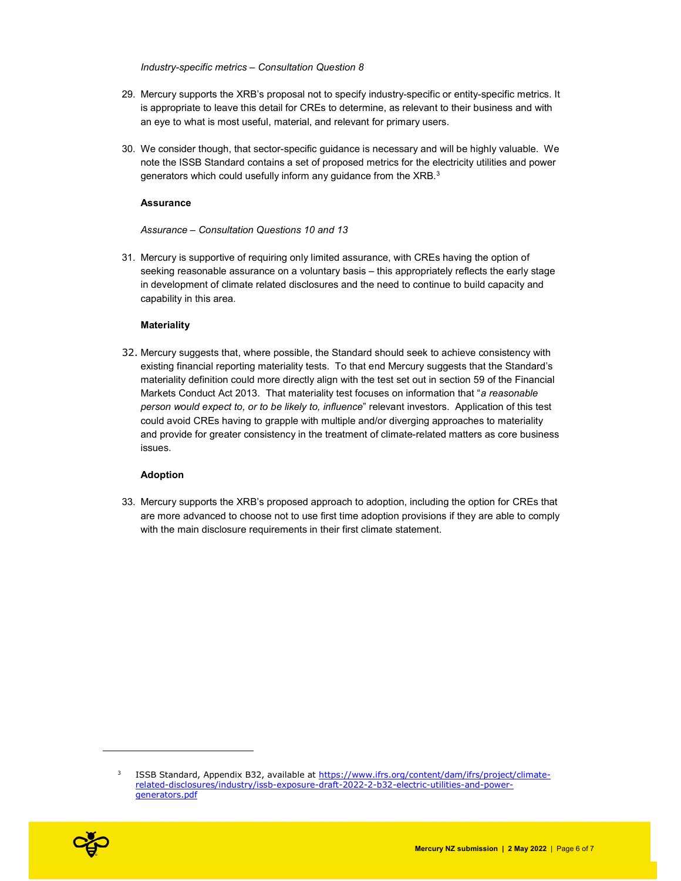*Industry-specific metrics – Consultation Question 8*

29. Mercury supports the XRB's proposal not to specify industry-specific or entity-specific metrics. It is appropriate to leave this detail for CREs to determine, as relevant to their business and with an eye to what is most useful, material, and relevant for primary users.

30. We consider though, that sector-specific guidance is necessary and will be highly valuable. We note the ISSB Standard contains a set of proposed metrics for the electricity utilities and power generators which could usefully inform any guidance from the XRB.[3]

**Assurance**

*Assurance – Consultation Questions 10 and 13*

31. Mercury is supportive of requiring only limited assurance, with CREs having the option of seeking reasonable assurance on a voluntary basis – this appropriately reflects the early stage in development of climate related disclosures and the need to continue to build capacity and capability in this area.

**Materiality**

32. Mercury suggests that, where possible, the Standard should seek to achieve consistency with existing financial reporting materiality tests. To that end Mercury suggests that the Standard's materiality definition could more directly align with the test set out in section 59 of the Financial Markets Conduct Act 2013. That materiality test focuses on information that "*a reasonable person would expect to, or to be likely to, influence*" relevant investors. Application of this test could avoid CREs having to grapple with multiple and/or diverging approaches to materiality and provide for greater consistency in the treatment of climate-related matters as core business issues.

**Adoption**

33. Mercury supports the XRB's proposed approach to adoption, including the option for CREs that are more advanced to choose not to use first time adoption provisions if they are able to comply with the main disclosure requirements in their first climate statement.

---

[3] ISSB Standard, Appendix B32, available at https://www.ifrs.org/content/dam/ifrs/project/climate-related-disclosures/industry/issb-exposure-draft-2022-2-b32-electric-utilities-and-power-generators.pdf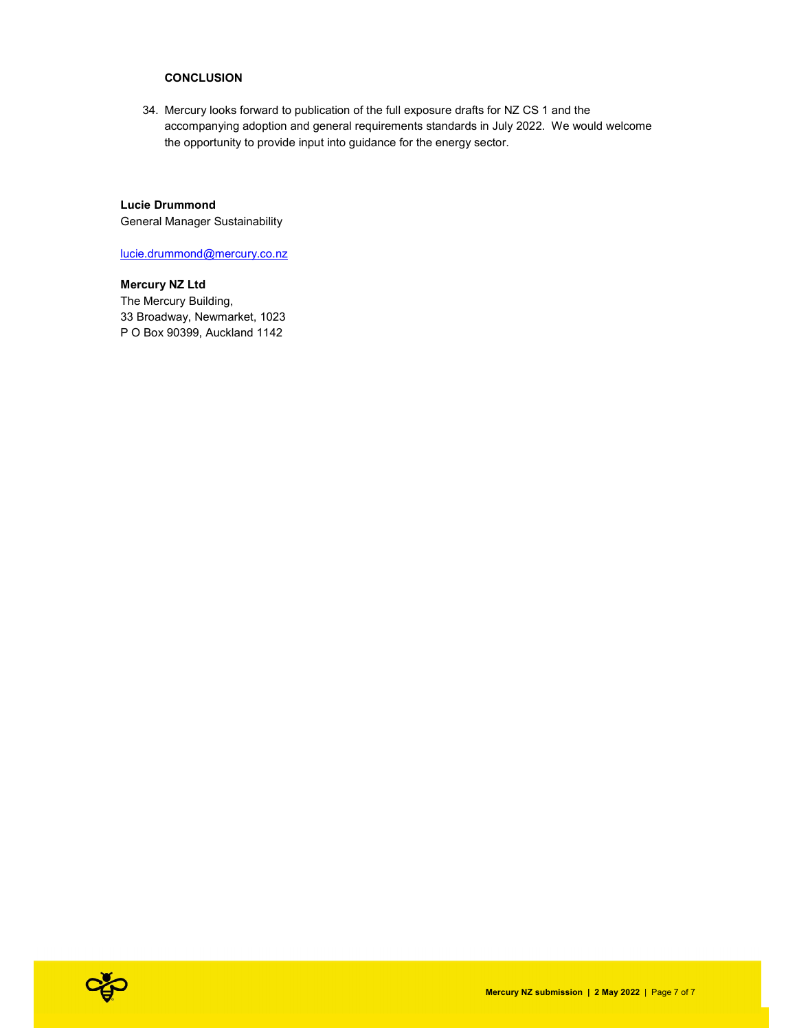**CONCLUSION**

34. Mercury looks forward to publication of the full exposure drafts for NZ CS 1 and the accompanying adoption and general requirements standards in July 2022. We would welcome the opportunity to provide input into guidance for the energy sector.

**Lucie Drummond**
General Manager Sustainability

lucie.drummond@mercury.co.nz

**Mercury NZ Ltd**
The Mercury Building,
33 Broadway, Newmarket, 1023
P O Box 90399, Auckland 1142